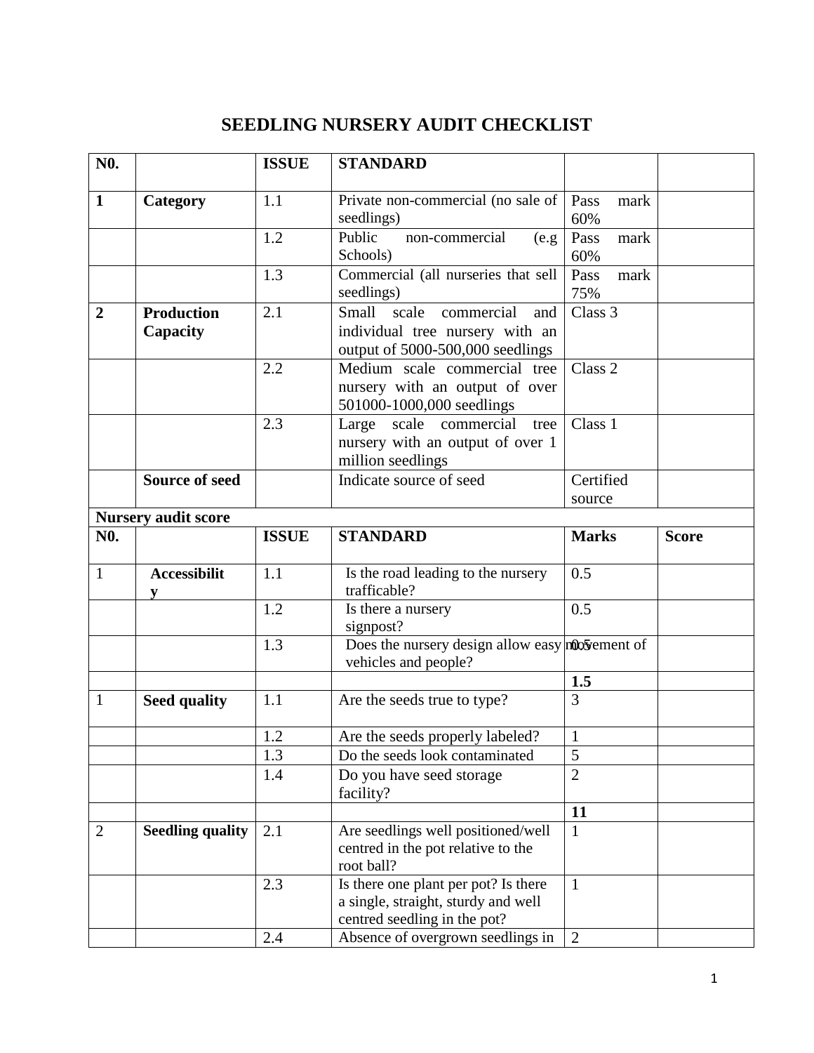# SEEDLING NURSERY AUDIT CHECKLIST

| N0. | | ISSUE | STANDARD | | |
|---|---|---|---|---|---|
| **1** | **Category** | 1.1 | Private non-commercial (no sale of seedlings) | Pass mark 60% | |
| | | 1.2 | Public non-commercial (e.g Schools) | Pass mark 60% | |
| | | 1.3 | Commercial (all nurseries that sell seedlings) | Pass mark 75% | |
| **2** | **Production Capacity** | 2.1 | Small scale commercial and individual tree nursery with an output of 5000-500,000 seedlings | Class 3 | |
| | | 2.2 | Medium scale commercial tree nursery with an output of over 501000-1000,000 seedlings | Class 2 | |
| | | 2.3 | Large scale commercial tree nursery with an output of over 1 million seedlings | Class 1 | |
| | **Source of seed** | | Indicate source of seed | Certified source | |
| **Nursery audit score** | | | | | |
| **N0.** | | **ISSUE** | **STANDARD** | **Marks** | **Score** |
| 1 | **Accessibility** | 1.1 | Is the road leading to the nursery trafficable? | 0.5 | |
| | | 1.2 | Is there a nursery signpost? | 0.5 | |
| | | 1.3 | Does the nursery design allow easy movement of vehicles and people? | 0.5 | |
| | | | | **1.5** | |
| 1 | **Seed quality** | 1.1 | Are the seeds true to type? | 3 | |
| | | 1.2 | Are the seeds properly labeled? | 1 | |
| | | 1.3 | Do the seeds look contaminated | 5 | |
| | | 1.4 | Do you have seed storage facility? | 2 | |
| | | | | **11** | |
| 2 | **Seedling quality** | 2.1 | Are seedlings well positioned/well centred in the pot relative to the root ball? | 1 | |
| | | 2.3 | Is there one plant per pot? Is there a single, straight, sturdy and well centred seedling in the pot? | 1 | |
| | | 2.4 | Absence of overgrown seedlings in | 2 | |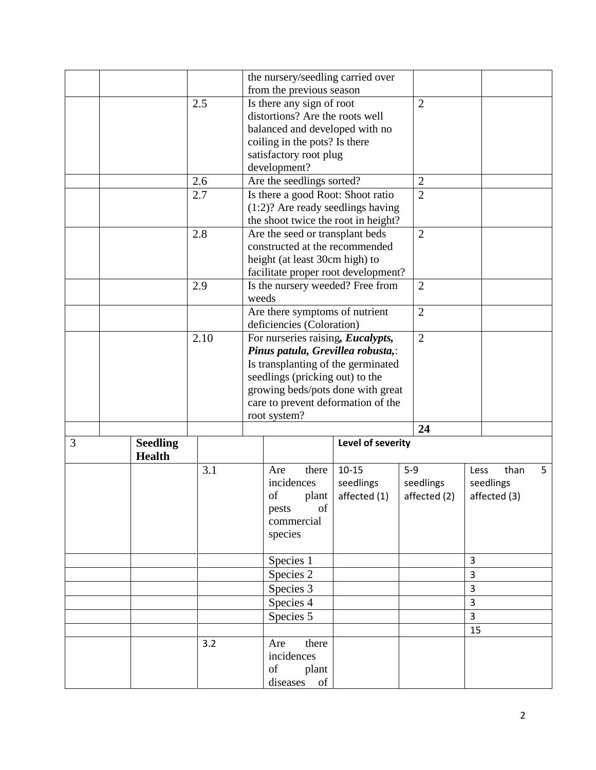| | | | | | |
|---|---|---|---|---|---|
| | | | the nursery/seedling carried over from the previous season | | |
| | | 2.5 | Is there any sign of root distortions? Are the roots well balanced and developed with no coiling in the pots? Is there satisfactory root plug development? | 2 | |
| | | 2.6 | Are the seedlings sorted? | 2 | |
| | | 2.7 | Is there a good Root: Shoot ratio (1:2)? Are ready seedlings having the shoot twice the root in height? | 2 | |
| | | 2.8 | Are the seed or transplant beds constructed at the recommended height (at least 30cm high) to facilitate proper root development? | 2 | |
| | | 2.9 | Is the nursery weeded? Free from weeds | 2 | |
| | | | Are there symptoms of nutrient deficiencies (Coloration) | 2 | |
| | | 2.10 | For nurseries raising***, Eucalypts, Pinus patula, Grevillea robusta,***: Is transplanting of the germinated seedlings (pricking out) to the growing beds/pots done with great care to prevent deformation of the root system? | 2 | |
| | | | | **24** | |

| | | | | | | |
|---|---|---|---|---|---|---|
| 3 | **Seedling Health** | | | **Level of severity** | | |
| | | 3.1 | Are there incidences of plant pests of commercial species | 10-15 seedlings affected (1) | 5-9 seedlings affected (2) | Less than 5 seedlings affected (3) |
| | | | Species 1 | | | 3 |
| | | | Species 2 | | | 3 |
| | | | Species 3 | | | 3 |
| | | | Species 4 | | | 3 |
| | | | Species 5 | | | 3 |
| | | | | | | 15 |
| | | 3.2 | Are there incidences of plant diseases of | | | |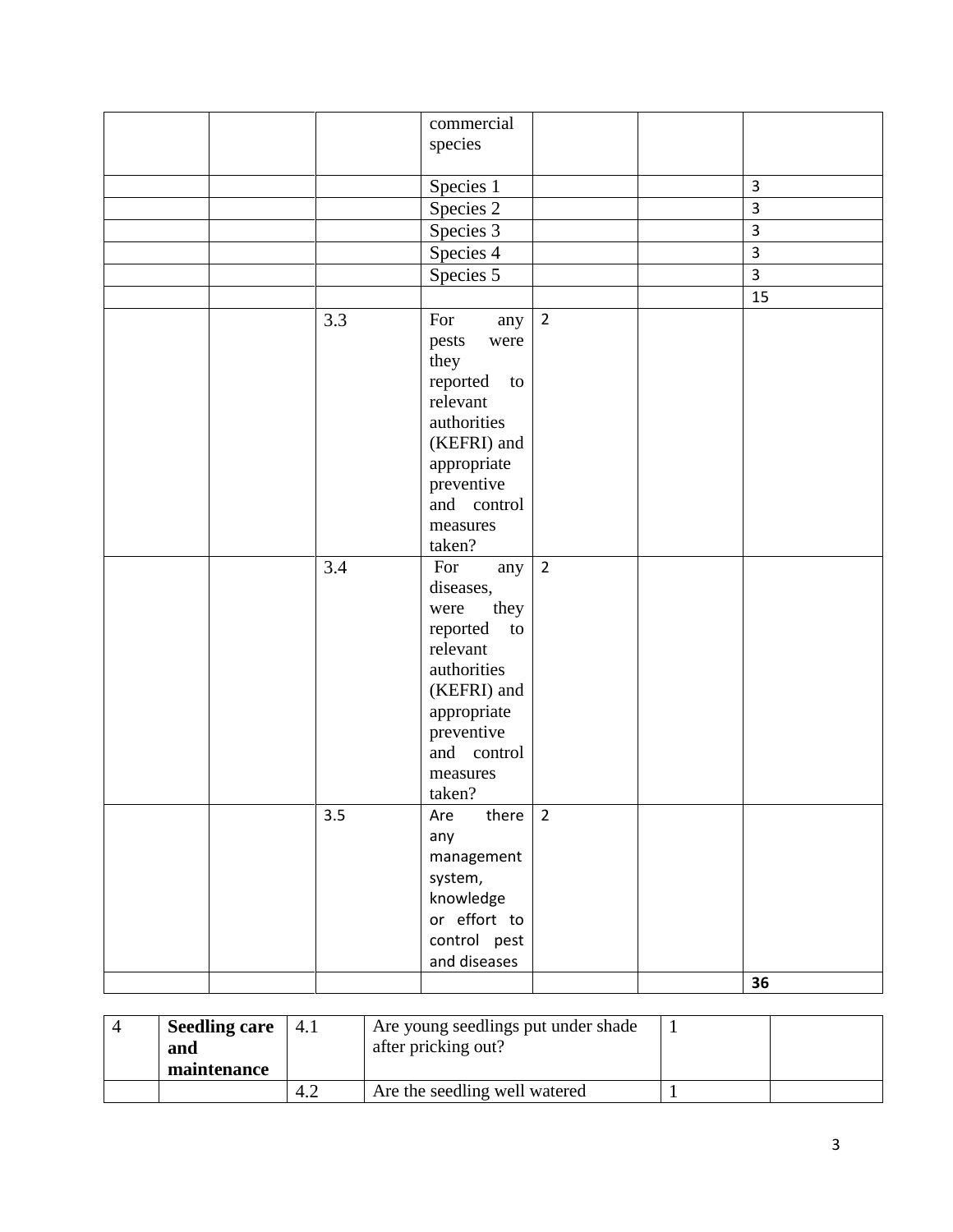| | | | | | | |
|---|---|---|---|---|---|---|
| | | | commercial species | | | |
| | | | Species 1 | | | 3 |
| | | | Species 2 | | | 3 |
| | | | Species 3 | | | 3 |
| | | | Species 4 | | | 3 |
| | | | Species 5 | | | 3 |
| | | | | | | 15 |
| | | 3.3 | For any pests were they reported to relevant authorities (KEFRI) and appropriate preventive and control measures taken? | 2 | | |
| | | 3.4 | For any diseases, were they reported to relevant authorities (KEFRI) and appropriate preventive and control measures taken? | 2 | | |
| | | 3.5 | Are there any management system, knowledge or effort to control pest and diseases | 2 | | |
| | | | | | | **36** |

| | | | | | |
|---|---|---|---|---|---|
| 4 | **Seedling care and maintenance** | 4.1 | Are young seedlings put under shade after pricking out? | 1 | |
| | | 4.2 | Are the seedling well watered | 1 | |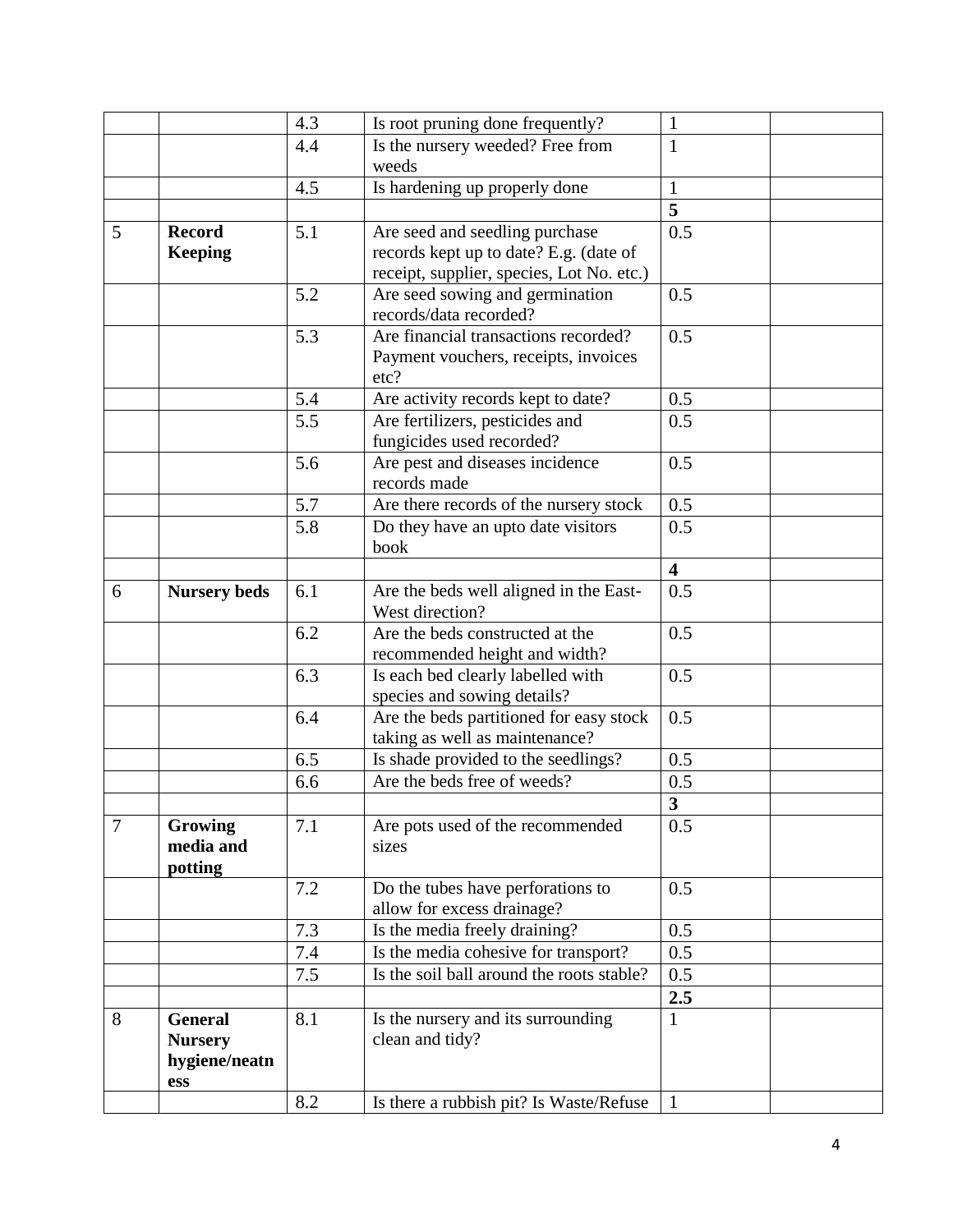| | | | | | |
|---|---|---|---|---|---|
| | | 4.3 | Is root pruning done frequently? | 1 | |
| | | 4.4 | Is the nursery weeded? Free from weeds | 1 | |
| | | 4.5 | Is hardening up properly done | 1 | |
| | | | | **5** | |
| 5 | **Record Keeping** | 5.1 | Are seed and seedling purchase records kept up to date? E.g. (date of receipt, supplier, species, Lot No. etc.) | 0.5 | |
| | | 5.2 | Are seed sowing and germination records/data recorded? | 0.5 | |
| | | 5.3 | Are financial transactions recorded? Payment vouchers, receipts, invoices etc? | 0.5 | |
| | | 5.4 | Are activity records kept to date? | 0.5 | |
| | | 5.5 | Are fertilizers, pesticides and fungicides used recorded? | 0.5 | |
| | | 5.6 | Are pest and diseases incidence records made | 0.5 | |
| | | 5.7 | Are there records of the nursery stock | 0.5 | |
| | | 5.8 | Do they have an upto date visitors book | 0.5 | |
| | | | | **4** | |
| 6 | **Nursery beds** | 6.1 | Are the beds well aligned in the East-West direction? | 0.5 | |
| | | 6.2 | Are the beds constructed at the recommended height and width? | 0.5 | |
| | | 6.3 | Is each bed clearly labelled with species and sowing details? | 0.5 | |
| | | 6.4 | Are the beds partitioned for easy stock taking as well as maintenance? | 0.5 | |
| | | 6.5 | Is shade provided to the seedlings? | 0.5 | |
| | | 6.6 | Are the beds free of weeds? | 0.5 | |
| | | | | **3** | |
| 7 | **Growing media and potting** | 7.1 | Are pots used of the recommended sizes | 0.5 | |
| | | 7.2 | Do the tubes have perforations to allow for excess drainage? | 0.5 | |
| | | 7.3 | Is the media freely draining? | 0.5 | |
| | | 7.4 | Is the media cohesive for transport? | 0.5 | |
| | | 7.5 | Is the soil ball around the roots stable? | 0.5 | |
| | | | | **2.5** | |
| 8 | **General Nursery hygiene/neatness** | 8.1 | Is the nursery and its surrounding clean and tidy? | 1 | |
| | | 8.2 | Is there a rubbish pit? Is Waste/Refuse | 1 | |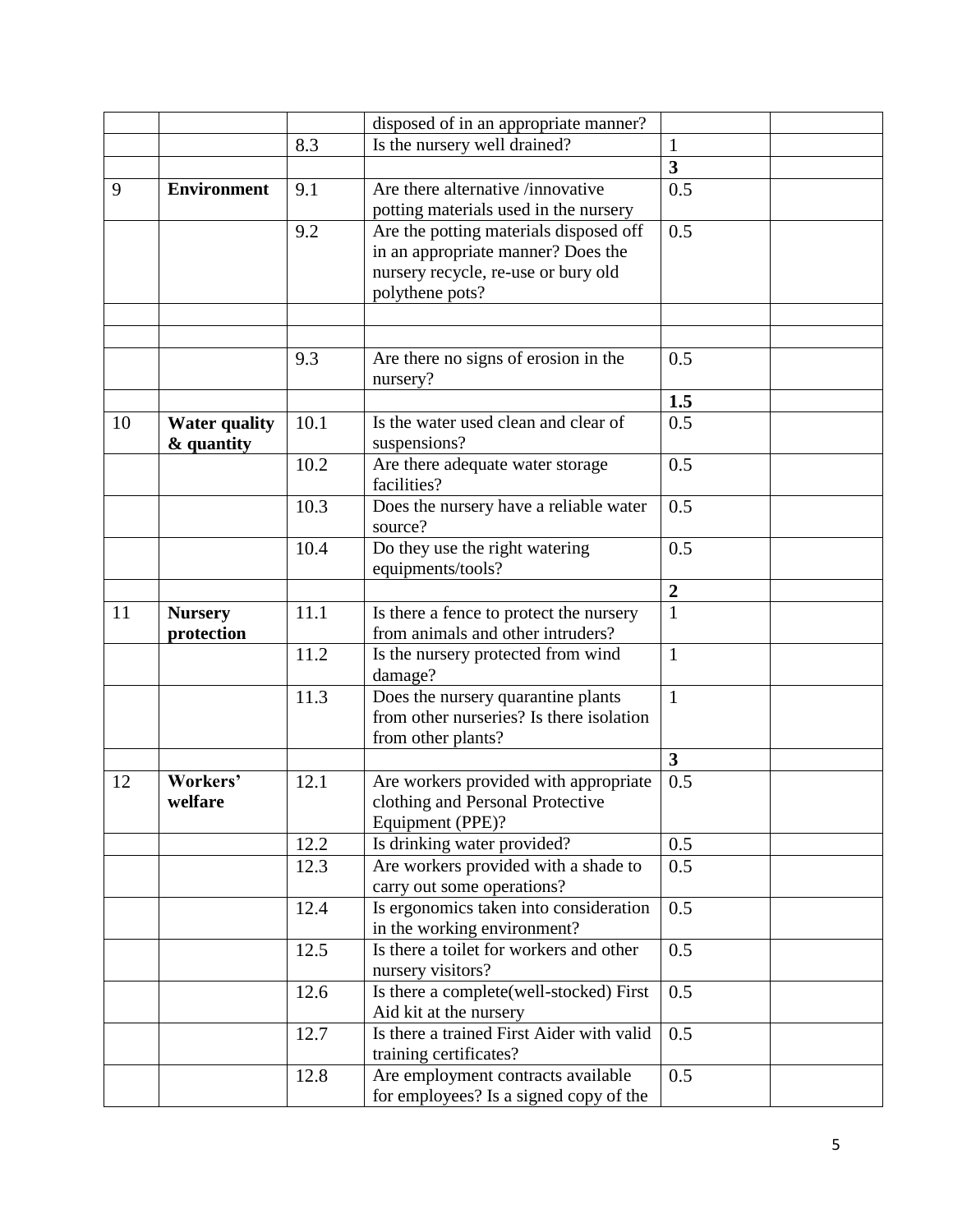| | | | | | |
|---|---|---|---|---|---|
| | | | disposed of in an appropriate manner? | | |
| | | 8.3 | Is the nursery well drained? | 1 | |
| | | | | **3** | |
| 9 | **Environment** | 9.1 | Are there alternative /innovative potting materials used in the nursery | 0.5 | |
| | | 9.2 | Are the potting materials disposed off in an appropriate manner? Does the nursery recycle, re-use or bury old polythene pots? | 0.5 | |
| | | | | | |
| | | | | | |
| | | 9.3 | Are there no signs of erosion in the nursery? | 0.5 | |
| | | | | **1.5** | |
| 10 | **Water quality & quantity** | 10.1 | Is the water used clean and clear of suspensions? | 0.5 | |
| | | 10.2 | Are there adequate water storage facilities? | 0.5 | |
| | | 10.3 | Does the nursery have a reliable water source? | 0.5 | |
| | | 10.4 | Do they use the right watering equipments/tools? | 0.5 | |
| | | | | **2** | |
| 11 | **Nursery protection** | 11.1 | Is there a fence to protect the nursery from animals and other intruders? | 1 | |
| | | 11.2 | Is the nursery protected from wind damage? | 1 | |
| | | 11.3 | Does the nursery quarantine plants from other nurseries? Is there isolation from other plants? | 1 | |
| | | | | **3** | |
| 12 | **Workers' welfare** | 12.1 | Are workers provided with appropriate clothing and Personal Protective Equipment (PPE)? | 0.5 | |
| | | 12.2 | Is drinking water provided? | 0.5 | |
| | | 12.3 | Are workers provided with a shade to carry out some operations? | 0.5 | |
| | | 12.4 | Is ergonomics taken into consideration in the working environment? | 0.5 | |
| | | 12.5 | Is there a toilet for workers and other nursery visitors? | 0.5 | |
| | | 12.6 | Is there a complete(well-stocked) First Aid kit at the nursery | 0.5 | |
| | | 12.7 | Is there a trained First Aider with valid training certificates? | 0.5 | |
| | | 12.8 | Are employment contracts available for employees? Is a signed copy of the | 0.5 | |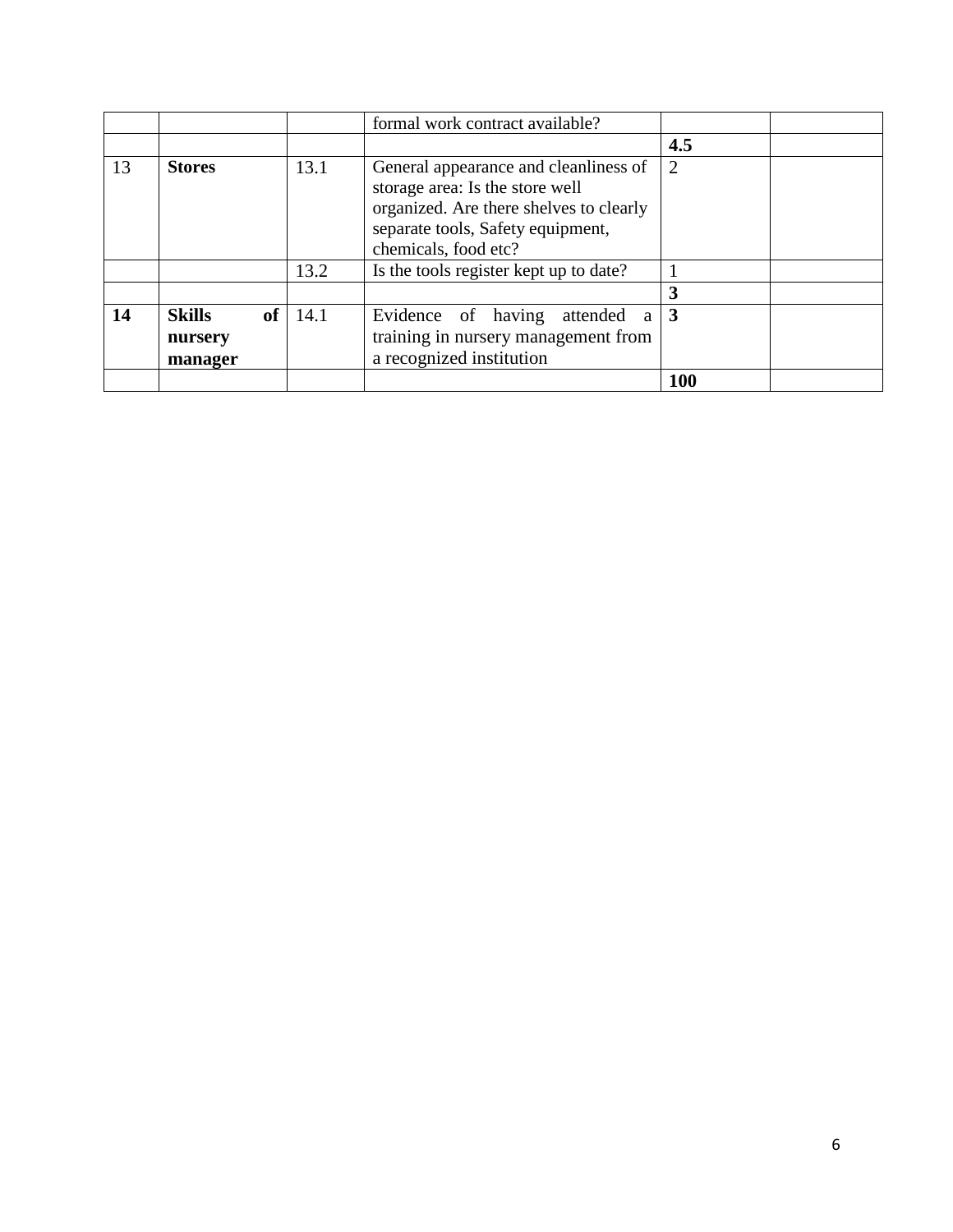| | | | | | |
|---|---|---|---|---|---|
| | | | formal work contract available? | | |
| | | | | **4.5** | |
| 13 | **Stores** | 13.1 | General appearance and cleanliness of storage area: Is the store well organized. Are there shelves to clearly separate tools, Safety equipment, chemicals, food etc? | 2 | |
| | | 13.2 | Is the tools register kept up to date? | 1 | |
| | | | | **3** | |
| **14** | **Skills of nursery manager** | 14.1 | Evidence of having attended a training in nursery management from a recognized institution | **3** | |
| | | | | **100** | |